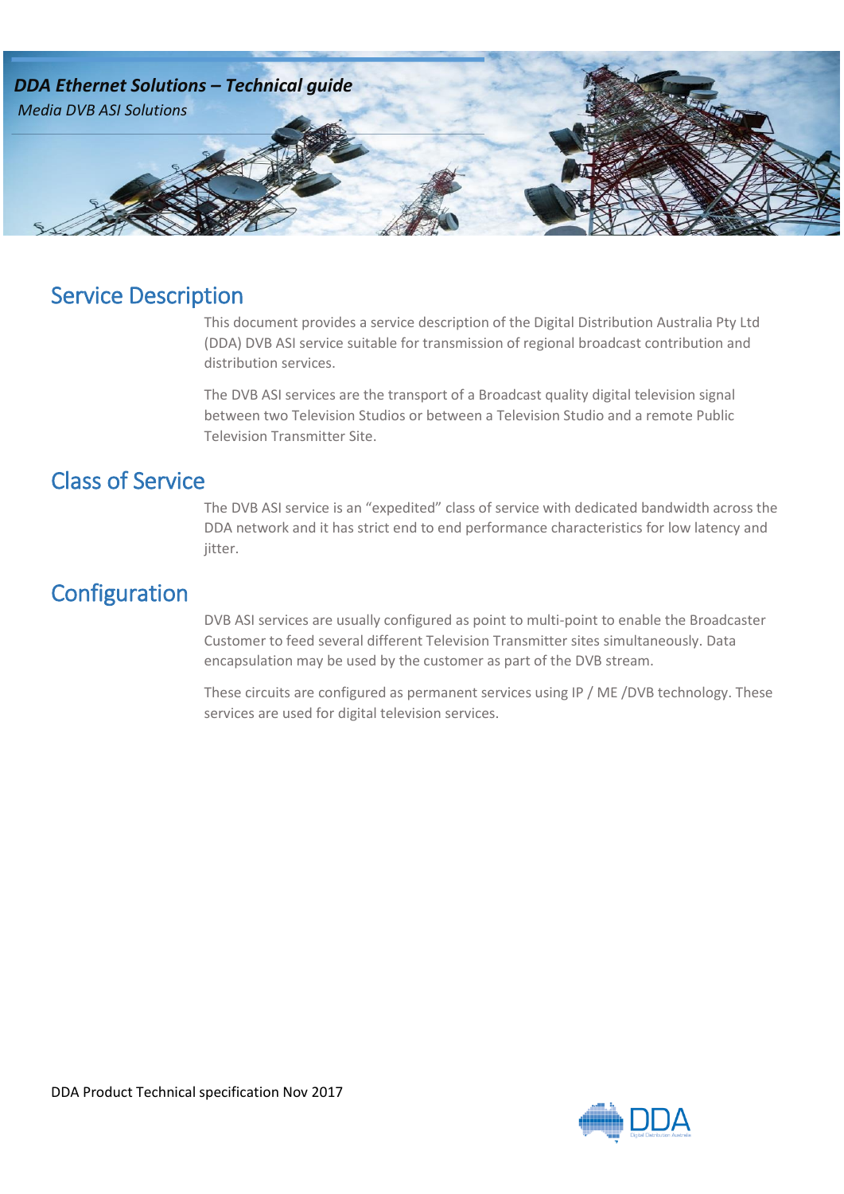***DDA Ethernet Solutions – Technical guide***

*Media DVB ASI Solutions*

## Service Description

This document provides a service description of the Digital Distribution Australia Pty Ltd (DDA) DVB ASI service suitable for transmission of regional broadcast contribution and distribution services.

The DVB ASI services are the transport of a Broadcast quality digital television signal between two Television Studios or between a Television Studio and a remote Public Television Transmitter Site.

## Class of Service

The DVB ASI service is an "expedited" class of service with dedicated bandwidth across the DDA network and it has strict end to end performance characteristics for low latency and jitter.

## Configuration

DVB ASI services are usually configured as point to multi-point to enable the Broadcaster Customer to feed several different Television Transmitter sites simultaneously. Data encapsulation may be used by the customer as part of the DVB stream.

These circuits are configured as permanent services using IP / ME /DVB technology. These services are used for digital television services.

DDA Product Technical specification Nov 2017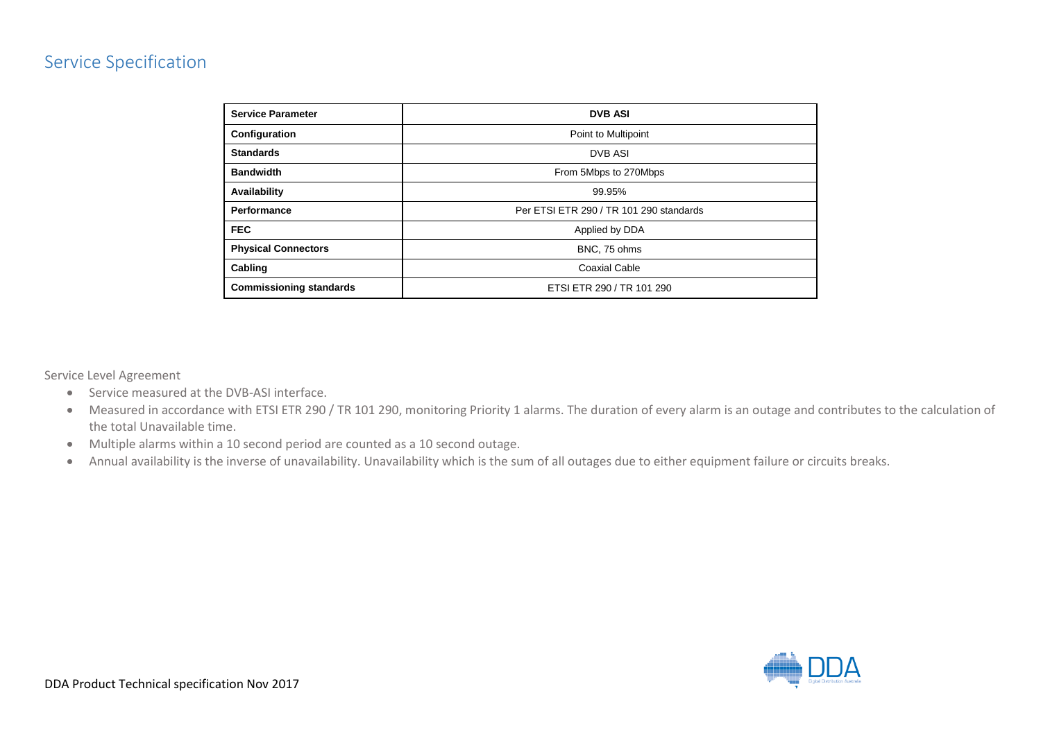## Service Specification

| Service Parameter | DVB ASI |
|---|---|
| Configuration | Point to Multipoint |
| Standards | DVB ASI |
| Bandwidth | From 5Mbps to 270Mbps |
| Availability | 99.95% |
| Performance | Per ETSI ETR 290 / TR 101 290 standards |
| FEC | Applied by DDA |
| Physical Connectors | BNC, 75 ohms |
| Cabling | Coaxial Cable |
| Commissioning standards | ETSI ETR 290 / TR 101 290 |

Service Level Agreement

- Service measured at the DVB-ASI interface.
- Measured in accordance with ETSI ETR 290 / TR 101 290, monitoring Priority 1 alarms. The duration of every alarm is an outage and contributes to the calculation of the total Unavailable time.
- Multiple alarms within a 10 second period are counted as a 10 second outage.
- Annual availability is the inverse of unavailability. Unavailability which is the sum of all outages due to either equipment failure or circuits breaks.